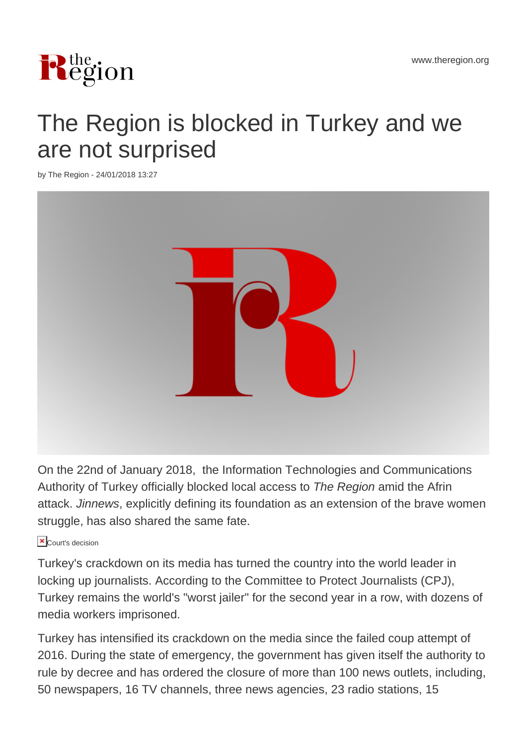# The Region is blocked in Turkey and we are not surprised

by The Region - 24/01/2018 13:27

On the 22nd of January 2018, the Information Technologies and Communications Authority of Turkey officially blocked local access to *The Region* amid the Afrin attack. *Jinnews*, explicitly defining its foundation as an extension of the brave women struggle, has also shared the same fate.

Court's decision

Turkey's crackdown on its media has turned the country into the world leader in locking up journalists. According to the Committee to Protect Journalists (CPJ), Turkey remains the world's "worst jailer" for the second year in a row, with dozens of media workers imprisoned.

Turkey has intensified its crackdown on the media since the failed coup attempt of 2016. During the state of emergency, the government has given itself the authority to rule by decree and has ordered the closure of more than 100 news outlets, including, 50 newspapers, 16 TV channels, three news agencies, 23 radio stations, 15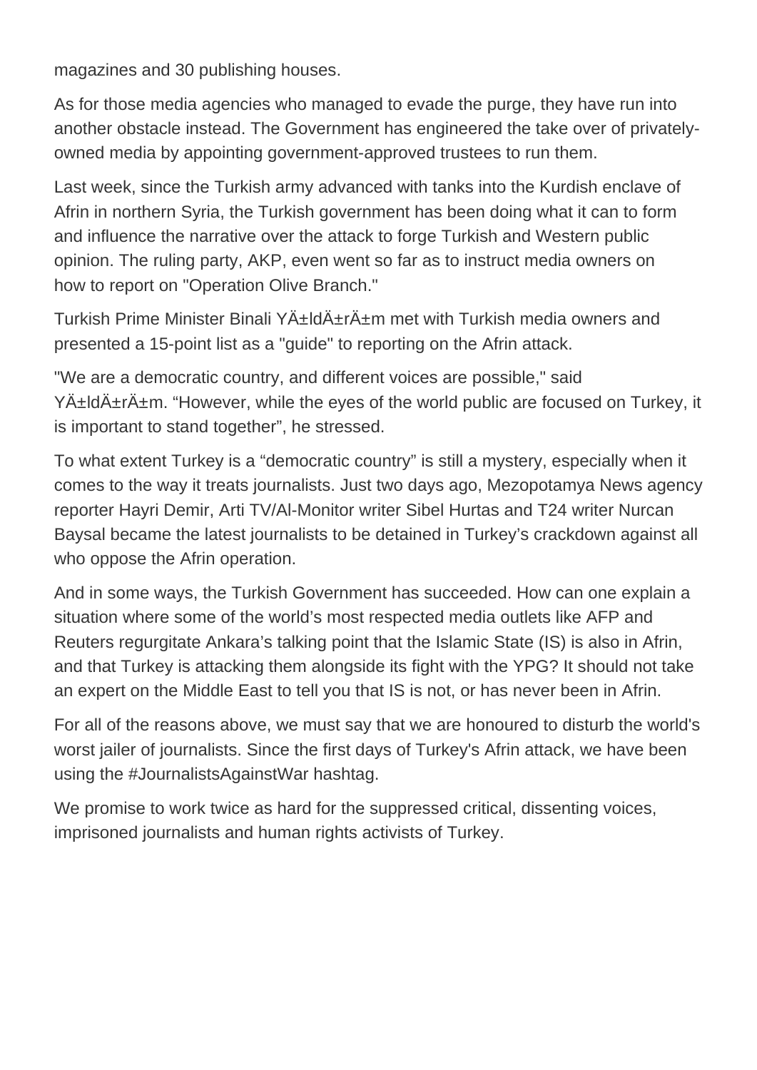magazines and 30 publishing houses.

As for those media agencies who managed to evade the purge, they have run into another obstacle instead. The Government has engineered the take over of privately-owned media by appointing government-approved trustees to run them.

Last week, since the Turkish army advanced with tanks into the Kurdish enclave of Afrin in northern Syria, the Turkish government has been doing what it can to form and influence the narrative over the attack to forge Turkish and Western public opinion. The ruling party, AKP, even went so far as to instruct media owners on how to report on "Operation Olive Branch."

Turkish Prime Minister Binali YÄ±ldÄ±rÄ±m met with Turkish media owners and presented a 15-point list as a "guide" to reporting on the Afrin attack.

"We are a democratic country, and different voices are possible," said YÄ±ldÄ±rÄ±m. “However, while the eyes of the world public are focused on Turkey, it is important to stand together”, he stressed.

To what extent Turkey is a “democratic country” is still a mystery, especially when it comes to the way it treats journalists. Just two days ago, Mezopotamya News agency reporter Hayri Demir, Arti TV/Al-Monitor writer Sibel Hurtas and T24 writer Nurcan Baysal became the latest journalists to be detained in Turkey’s crackdown against all who oppose the Afrin operation.

And in some ways, the Turkish Government has succeeded. How can one explain a situation where some of the world’s most respected media outlets like AFP and Reuters regurgitate Ankara’s talking point that the Islamic State (IS) is also in Afrin, and that Turkey is attacking them alongside its fight with the YPG? It should not take an expert on the Middle East to tell you that IS is not, or has never been in Afrin.

For all of the reasons above, we must say that we are honoured to disturb the world's worst jailer of journalists. Since the first days of Turkey's Afrin attack, we have been using the #JournalistsAgainstWar hashtag.

We promise to work twice as hard for the suppressed critical, dissenting voices, imprisoned journalists and human rights activists of Turkey.